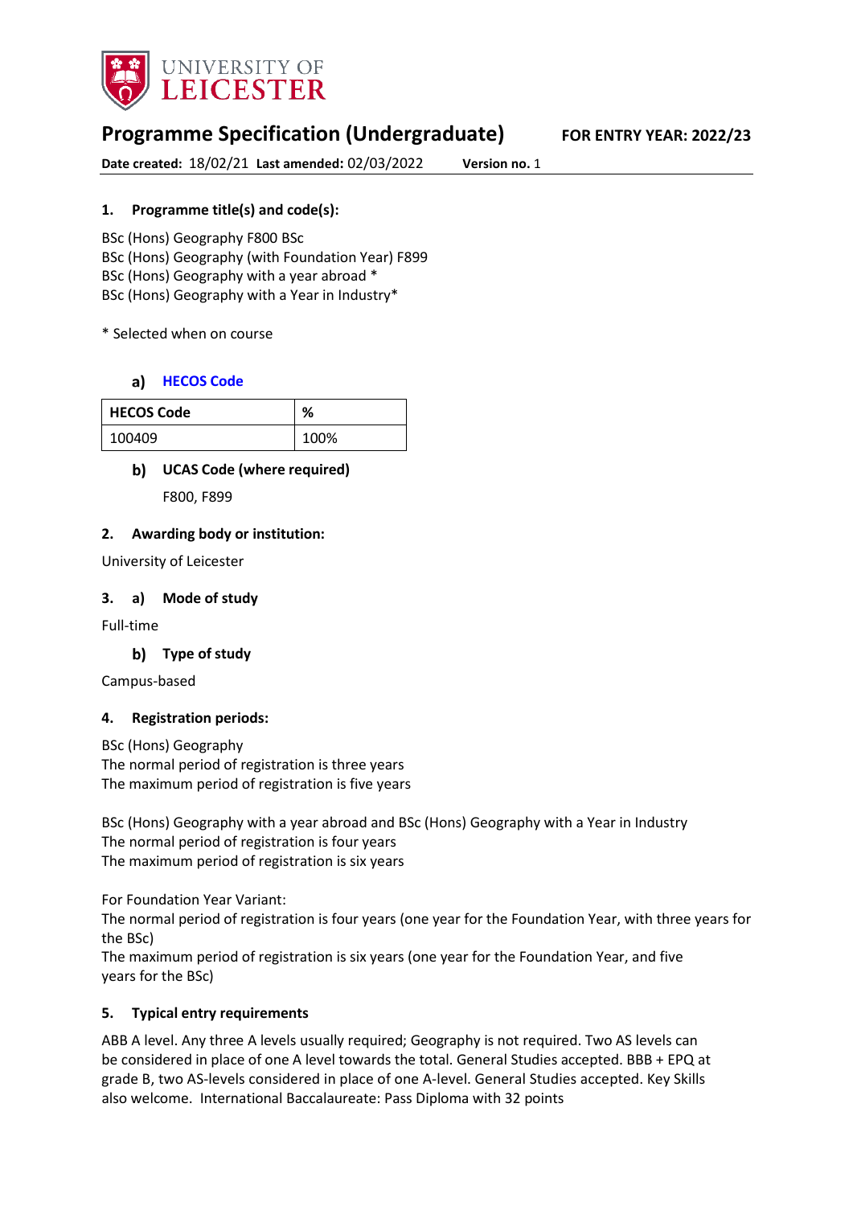# Programme Specification (Undergraduate)

**FOR ENTRY YEAR: 2022/23**

**Date created:** 18/02/21 **Last amended:** 02/03/2022 **Version no.** 1

## 1. Programme title(s) and code(s):

BSc (Hons) Geography F800 BSc
BSc (Hons) Geography (with Foundation Year) F899
BSc (Hons) Geography with a year abroad *
BSc (Hons) Geography with a Year in Industry*

* Selected when on course

### a) HECOS Code

| HECOS Code | % |
|---|---|
| 100409 | 100% |

### b) UCAS Code (where required)

F800, F899

## 2. Awarding body or institution:

University of Leicester

## 3. a) Mode of study

Full-time

### b) Type of study

Campus-based

## 4. Registration periods:

BSc (Hons) Geography
The normal period of registration is three years
The maximum period of registration is five years

BSc (Hons) Geography with a year abroad and BSc (Hons) Geography with a Year in Industry
The normal period of registration is four years
The maximum period of registration is six years

For Foundation Year Variant:
The normal period of registration is four years (one year for the Foundation Year, with three years for the BSc)
The maximum period of registration is six years (one year for the Foundation Year, and five years for the BSc)

## 5. Typical entry requirements

ABB A level. Any three A levels usually required; Geography is not required. Two AS levels can be considered in place of one A level towards the total. General Studies accepted. BBB + EPQ at grade B, two AS-levels considered in place of one A-level. General Studies accepted. Key Skills also welcome. International Baccalaureate: Pass Diploma with 32 points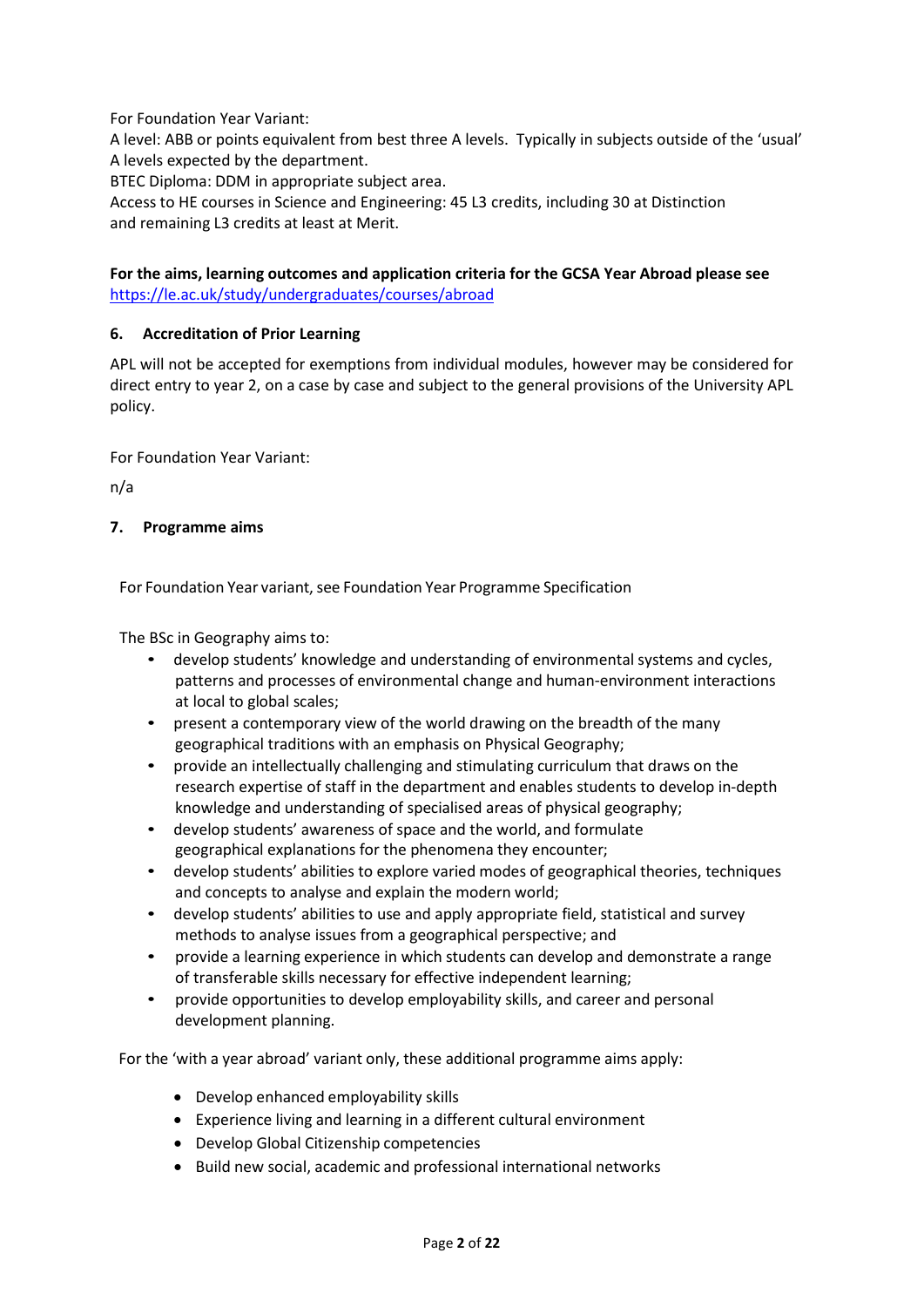For Foundation Year Variant:

A level: ABB or points equivalent from best three A levels. Typically in subjects outside of the 'usual' A levels expected by the department.

BTEC Diploma: DDM in appropriate subject area.

Access to HE courses in Science and Engineering: 45 L3 credits, including 30 at Distinction and remaining L3 credits at least at Merit.

**For the aims, learning outcomes and application criteria for the GCSA Year Abroad please see** https://le.ac.uk/study/undergraduates/courses/abroad

## 6. Accreditation of Prior Learning

APL will not be accepted for exemptions from individual modules, however may be considered for direct entry to year 2, on a case by case and subject to the general provisions of the University APL policy.

For Foundation Year Variant:

n/a

## 7. Programme aims

For Foundation Year variant, see Foundation Year Programme Specification

The BSc in Geography aims to:

- develop students' knowledge and understanding of environmental systems and cycles, patterns and processes of environmental change and human-environment interactions at local to global scales;
- present a contemporary view of the world drawing on the breadth of the many geographical traditions with an emphasis on Physical Geography;
- provide an intellectually challenging and stimulating curriculum that draws on the research expertise of staff in the department and enables students to develop in-depth knowledge and understanding of specialised areas of physical geography;
- develop students' awareness of space and the world, and formulate geographical explanations for the phenomena they encounter;
- develop students' abilities to explore varied modes of geographical theories, techniques and concepts to analyse and explain the modern world;
- develop students' abilities to use and apply appropriate field, statistical and survey methods to analyse issues from a geographical perspective; and
- provide a learning experience in which students can develop and demonstrate a range of transferable skills necessary for effective independent learning;
- provide opportunities to develop employability skills, and career and personal development planning.

For the 'with a year abroad' variant only, these additional programme aims apply:

- Develop enhanced employability skills
- Experience living and learning in a different cultural environment
- Develop Global Citizenship competencies
- Build new social, academic and professional international networks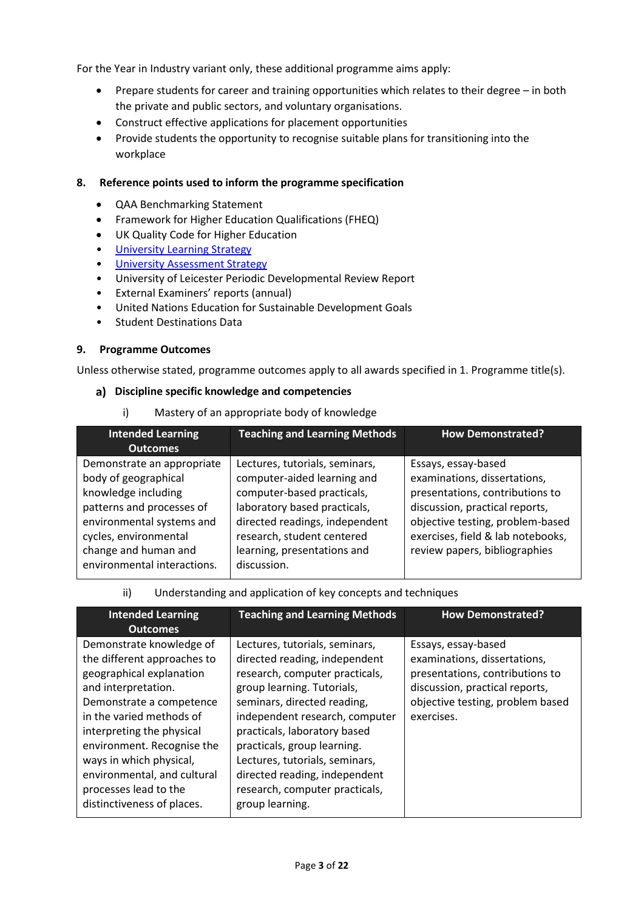For the Year in Industry variant only, these additional programme aims apply:

- Prepare students for career and training opportunities which relates to their degree – in both the private and public sectors, and voluntary organisations.
- Construct effective applications for placement opportunities
- Provide students the opportunity to recognise suitable plans for transitioning into the workplace

## 8. Reference points used to inform the programme specification

- QAA Benchmarking Statement
- Framework for Higher Education Qualifications (FHEQ)
- UK Quality Code for Higher Education
- University Learning Strategy
- University Assessment Strategy
- University of Leicester Periodic Developmental Review Report
- External Examiners' reports (annual)
- United Nations Education for Sustainable Development Goals
- Student Destinations Data

## 9. Programme Outcomes

Unless otherwise stated, programme outcomes apply to all awards specified in 1. Programme title(s).

### a) Discipline specific knowledge and competencies

i) Mastery of an appropriate body of knowledge

| Intended Learning Outcomes | Teaching and Learning Methods | How Demonstrated? |
|---|---|---|
| Demonstrate an appropriate body of geographical knowledge including patterns and processes of environmental systems and cycles, environmental change and human and environmental interactions. | Lectures, tutorials, seminars, computer-aided learning and computer-based practicals, laboratory based practicals, directed readings, independent research, student centered learning, presentations and discussion. | Essays, essay-based examinations, dissertations, presentations, contributions to discussion, practical reports, objective testing, problem-based exercises, field & lab notebooks, review papers, bibliographies |

ii) Understanding and application of key concepts and techniques

| Intended Learning Outcomes | Teaching and Learning Methods | How Demonstrated? |
|---|---|---|
| Demonstrate knowledge of the different approaches to geographical explanation and interpretation. Demonstrate a competence in the varied methods of interpreting the physical environment. Recognise the ways in which physical, environmental, and cultural processes lead to the distinctiveness of places. | Lectures, tutorials, seminars, directed reading, independent research, computer practicals, group learning. Tutorials, seminars, directed reading, independent research, computer practicals, laboratory based practicals, group learning. Lectures, tutorials, seminars, directed reading, independent research, computer practicals, group learning. | Essays, essay-based examinations, dissertations, presentations, contributions to discussion, practical reports, objective testing, problem based exercises. |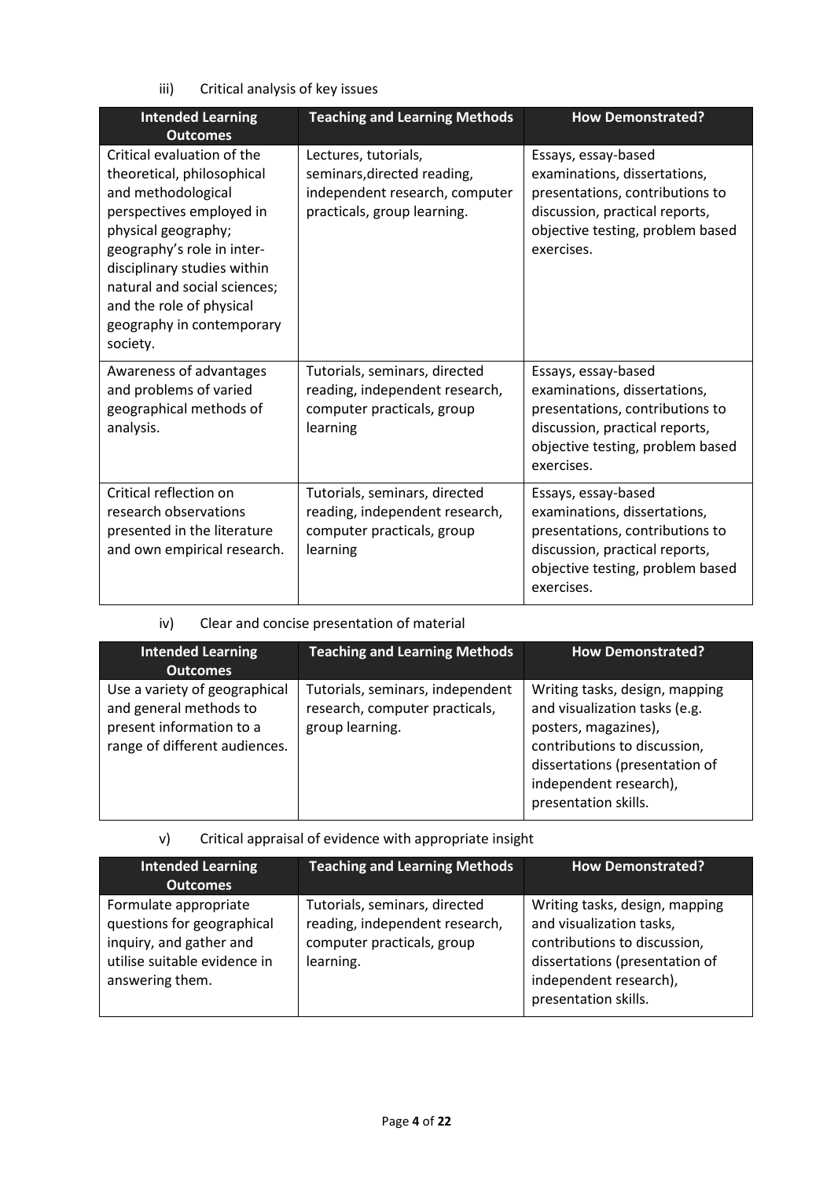iii) Critical analysis of key issues

| Intended Learning Outcomes | Teaching and Learning Methods | How Demonstrated? |
| --- | --- | --- |
| Critical evaluation of the theoretical, philosophical and methodological perspectives employed in physical geography; geography's role in inter-disciplinary studies within natural and social sciences; and the role of physical geography in contemporary society. | Lectures, tutorials, seminars,directed reading, independent research, computer practicals, group learning. | Essays, essay-based examinations, dissertations, presentations, contributions to discussion, practical reports, objective testing, problem based exercises. |
| Awareness of advantages and problems of varied geographical methods of analysis. | Tutorials, seminars, directed reading, independent research, computer practicals, group learning | Essays, essay-based examinations, dissertations, presentations, contributions to discussion, practical reports, objective testing, problem based exercises. |
| Critical reflection on research observations presented in the literature and own empirical research. | Tutorials, seminars, directed reading, independent research, computer practicals, group learning | Essays, essay-based examinations, dissertations, presentations, contributions to discussion, practical reports, objective testing, problem based exercises. |

iv) Clear and concise presentation of material

| Intended Learning Outcomes | Teaching and Learning Methods | How Demonstrated? |
| --- | --- | --- |
| Use a variety of geographical and general methods to present information to a range of different audiences. | Tutorials, seminars, independent research, computer practicals, group learning. | Writing tasks, design, mapping and visualization tasks (e.g. posters, magazines), contributions to discussion, dissertations (presentation of independent research), presentation skills. |

v) Critical appraisal of evidence with appropriate insight

| Intended Learning Outcomes | Teaching and Learning Methods | How Demonstrated? |
| --- | --- | --- |
| Formulate appropriate questions for geographical inquiry, and gather and utilise suitable evidence in answering them. | Tutorials, seminars, directed reading, independent research, computer practicals, group learning. | Writing tasks, design, mapping and visualization tasks, contributions to discussion, dissertations (presentation of independent research), presentation skills. |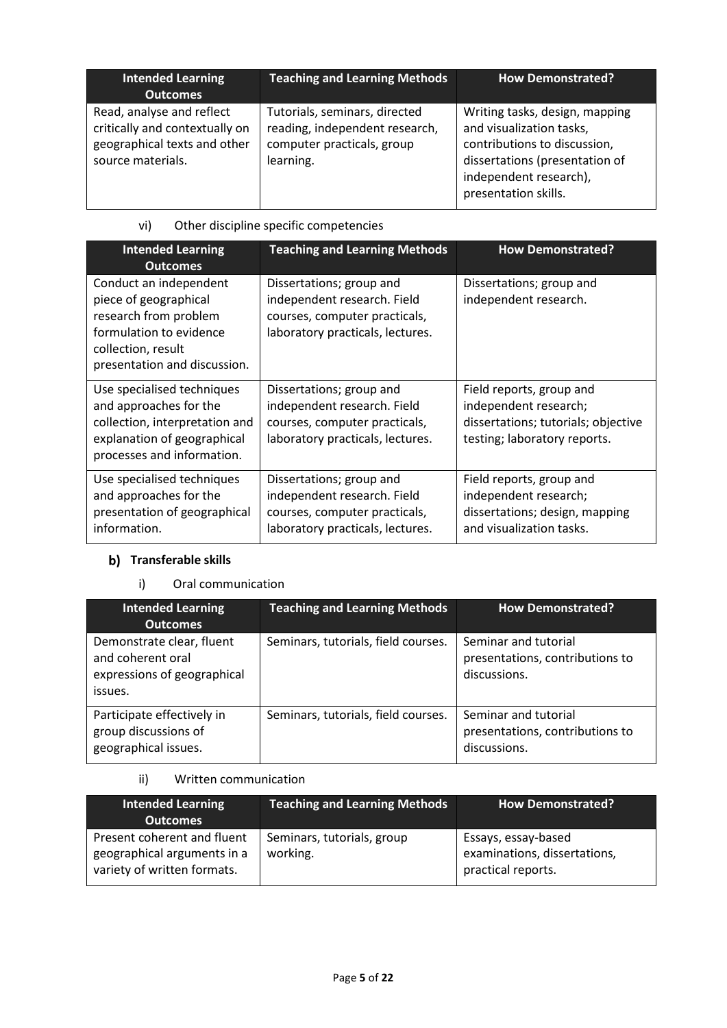| Intended Learning Outcomes | Teaching and Learning Methods | How Demonstrated? |
|---|---|---|
| Read, analyse and reflect critically and contextually on geographical texts and other source materials. | Tutorials, seminars, directed reading, independent research, computer practicals, group learning. | Writing tasks, design, mapping and visualization tasks, contributions to discussion, dissertations (presentation of independent research), presentation skills. |

vi) Other discipline specific competencies

| Intended Learning Outcomes | Teaching and Learning Methods | How Demonstrated? |
|---|---|---|
| Conduct an independent piece of geographical research from problem formulation to evidence collection, result presentation and discussion. | Dissertations; group and independent research. Field courses, computer practicals, laboratory practicals, lectures. | Dissertations; group and independent research. |
| Use specialised techniques and approaches for the collection, interpretation and explanation of geographical processes and information. | Dissertations; group and independent research. Field courses, computer practicals, laboratory practicals, lectures. | Field reports, group and independent research; dissertations; tutorials; objective testing; laboratory reports. |
| Use specialised techniques and approaches for the presentation of geographical information. | Dissertations; group and independent research. Field courses, computer practicals, laboratory practicals, lectures. | Field reports, group and independent research; dissertations; design, mapping and visualization tasks. |

### b) Transferable skills

i) Oral communication

| Intended Learning Outcomes | Teaching and Learning Methods | How Demonstrated? |
|---|---|---|
| Demonstrate clear, fluent and coherent oral expressions of geographical issues. | Seminars, tutorials, field courses. | Seminar and tutorial presentations, contributions to discussions. |
| Participate effectively in group discussions of geographical issues. | Seminars, tutorials, field courses. | Seminar and tutorial presentations, contributions to discussions. |

ii) Written communication

| Intended Learning Outcomes | Teaching and Learning Methods | How Demonstrated? |
|---|---|---|
| Present coherent and fluent geographical arguments in a variety of written formats. | Seminars, tutorials, group working. | Essays, essay-based examinations, dissertations, practical reports. |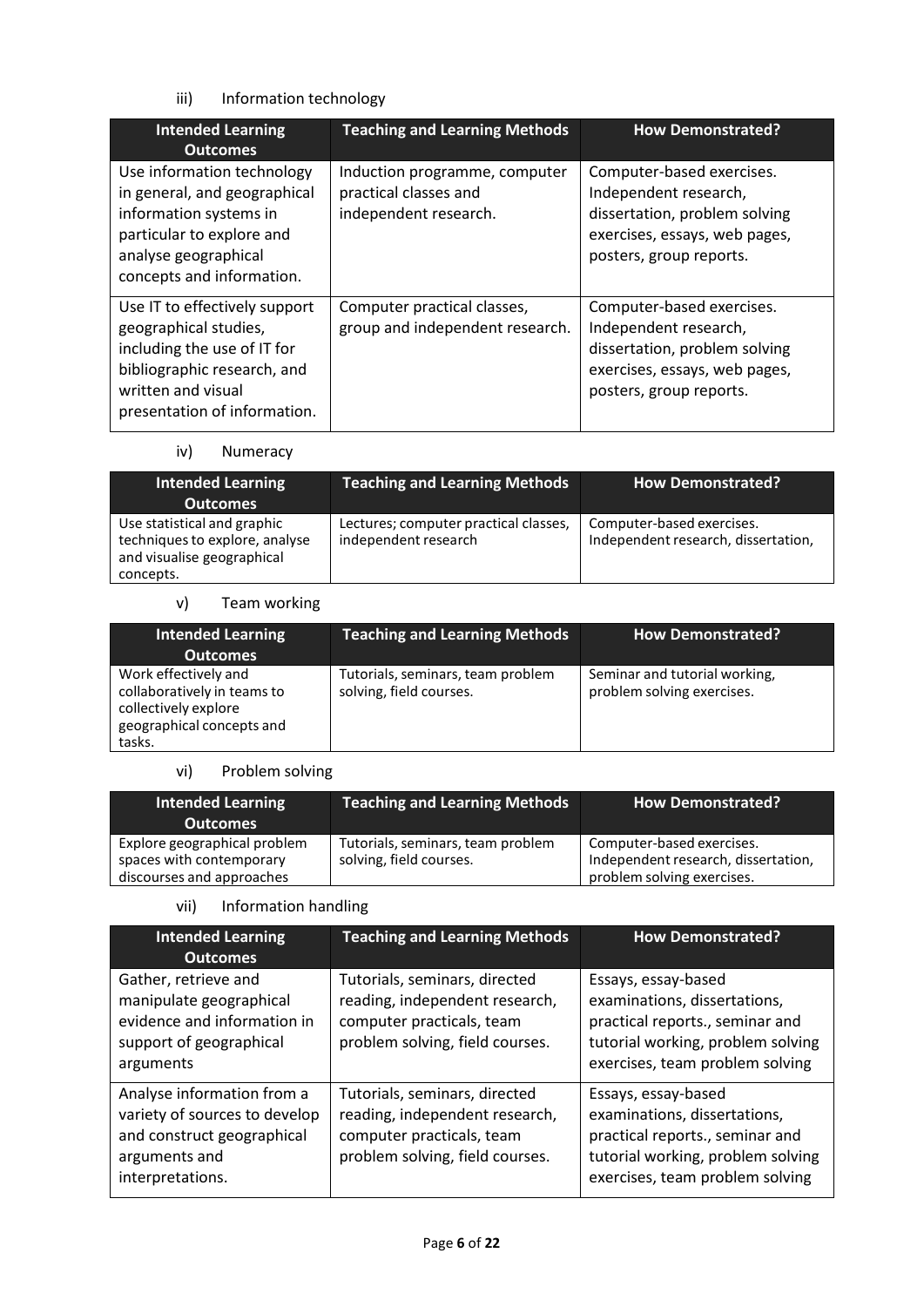iii) Information technology

| Intended Learning Outcomes | Teaching and Learning Methods | How Demonstrated? |
| --- | --- | --- |
| Use information technology in general, and geographical information systems in particular to explore and analyse geographical concepts and information. | Induction programme, computer practical classes and independent research. | Computer-based exercises. Independent research, dissertation, problem solving exercises, essays, web pages, posters, group reports. |
| Use IT to effectively support geographical studies, including the use of IT for bibliographic research, and written and visual presentation of information. | Computer practical classes, group and independent research. | Computer-based exercises. Independent research, dissertation, problem solving exercises, essays, web pages, posters, group reports. |

iv) Numeracy

| Intended Learning Outcomes | Teaching and Learning Methods | How Demonstrated? |
| --- | --- | --- |
| Use statistical and graphic techniques to explore, analyse and visualise geographical concepts. | Lectures; computer practical classes, independent research | Computer-based exercises. Independent research, dissertation, |

v) Team working

| Intended Learning Outcomes | Teaching and Learning Methods | How Demonstrated? |
| --- | --- | --- |
| Work effectively and collaboratively in teams to collectively explore geographical concepts and tasks. | Tutorials, seminars, team problem solving, field courses. | Seminar and tutorial working, problem solving exercises. |

vi) Problem solving

| Intended Learning Outcomes | Teaching and Learning Methods | How Demonstrated? |
| --- | --- | --- |
| Explore geographical problem spaces with contemporary discourses and approaches | Tutorials, seminars, team problem solving, field courses. | Computer-based exercises. Independent research, dissertation, problem solving exercises. |

vii) Information handling

| Intended Learning Outcomes | Teaching and Learning Methods | How Demonstrated? |
| --- | --- | --- |
| Gather, retrieve and manipulate geographical evidence and information in support of geographical arguments | Tutorials, seminars, directed reading, independent research, computer practicals, team problem solving, field courses. | Essays, essay-based examinations, dissertations, practical reports., seminar and tutorial working, problem solving exercises, team problem solving |
| Analyse information from a variety of sources to develop and construct geographical arguments and interpretations. | Tutorials, seminars, directed reading, independent research, computer practicals, team problem solving, field courses. | Essays, essay-based examinations, dissertations, practical reports., seminar and tutorial working, problem solving exercises, team problem solving |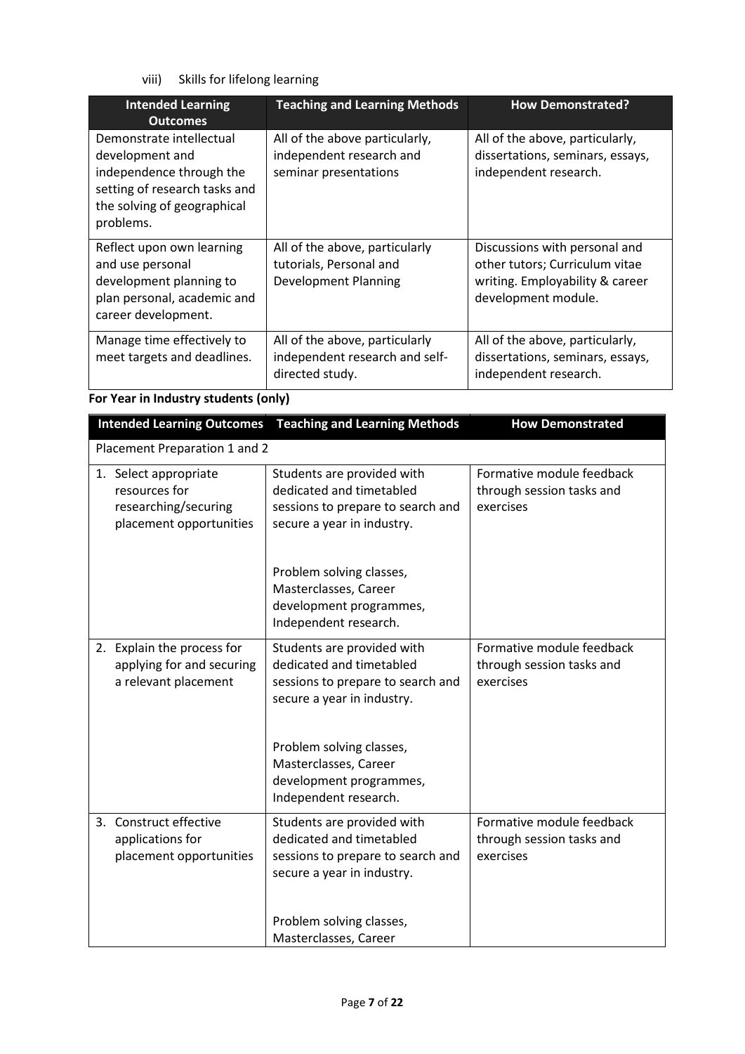viii) Skills for lifelong learning

| Intended Learning Outcomes | Teaching and Learning Methods | How Demonstrated? |
| --- | --- | --- |
| Demonstrate intellectual development and independence through the setting of research tasks and the solving of geographical problems. | All of the above particularly, independent research and seminar presentations | All of the above, particularly, dissertations, seminars, essays, independent research. |
| Reflect upon own learning and use personal development planning to plan personal, academic and career development. | All of the above, particularly tutorials, Personal and Development Planning | Discussions with personal and other tutors; Curriculum vitae writing. Employability & career development module. |
| Manage time effectively to meet targets and deadlines. | All of the above, particularly independent research and self-directed study. | All of the above, particularly, dissertations, seminars, essays, independent research. |

**For Year in Industry students (only)**

| Intended Learning Outcomes | Teaching and Learning Methods | How Demonstrated |
| --- | --- | --- |
| Placement Preparation 1 and 2 | | |
| 1. Select appropriate resources for researching/securing placement opportunities | Students are provided with dedicated and timetabled sessions to prepare to search and secure a year in industry.<br><br>Problem solving classes, Masterclasses, Career development programmes, Independent research. | Formative module feedback through session tasks and exercises |
| 2. Explain the process for applying for and securing a relevant placement | Students are provided with dedicated and timetabled sessions to prepare to search and secure a year in industry.<br><br>Problem solving classes, Masterclasses, Career development programmes, Independent research. | Formative module feedback through session tasks and exercises |
| 3. Construct effective applications for placement opportunities | Students are provided with dedicated and timetabled sessions to prepare to search and secure a year in industry.<br><br>Problem solving classes, Masterclasses, Career | Formative module feedback through session tasks and exercises |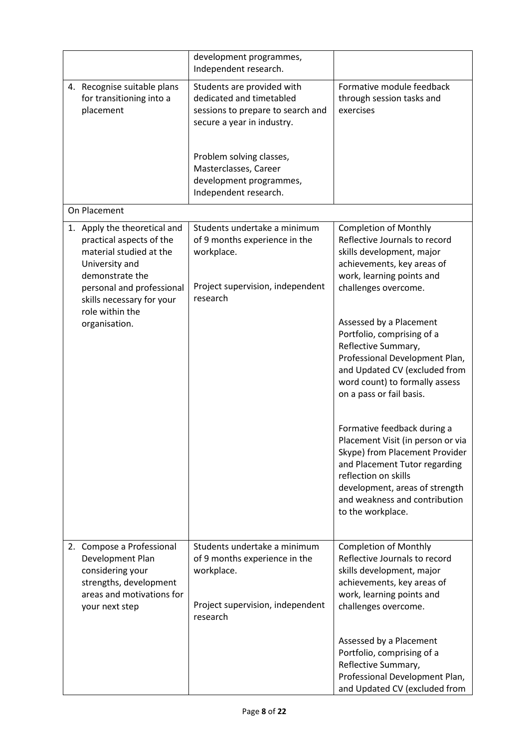| | | |
|---|---|---|
| | development programmes, Independent research. | |
| 4. Recognise suitable plans for transitioning into a placement | Students are provided with dedicated and timetabled sessions to prepare to search and secure a year in industry.<br><br>Problem solving classes, Masterclasses, Career development programmes, Independent research. | Formative module feedback through session tasks and exercises |
| On Placement | | |
| 1. Apply the theoretical and practical aspects of the material studied at the University and demonstrate the personal and professional skills necessary for your role within the organisation. | Students undertake a minimum of 9 months experience in the workplace.<br><br>Project supervision, independent research | Completion of Monthly Reflective Journals to record skills development, major achievements, key areas of work, learning points and challenges overcome.<br><br>Assessed by a Placement Portfolio, comprising of a Reflective Summary, Professional Development Plan, and Updated CV (excluded from word count) to formally assess on a pass or fail basis.<br><br>Formative feedback during a Placement Visit (in person or via Skype) from Placement Provider and Placement Tutor regarding reflection on skills development, areas of strength and weakness and contribution to the workplace. |
| 2. Compose a Professional Development Plan considering your strengths, development areas and motivations for your next step | Students undertake a minimum of 9 months experience in the workplace.<br><br>Project supervision, independent research | Completion of Monthly Reflective Journals to record skills development, major achievements, key areas of work, learning points and challenges overcome.<br><br>Assessed by a Placement Portfolio, comprising of a Reflective Summary, Professional Development Plan, and Updated CV (excluded from |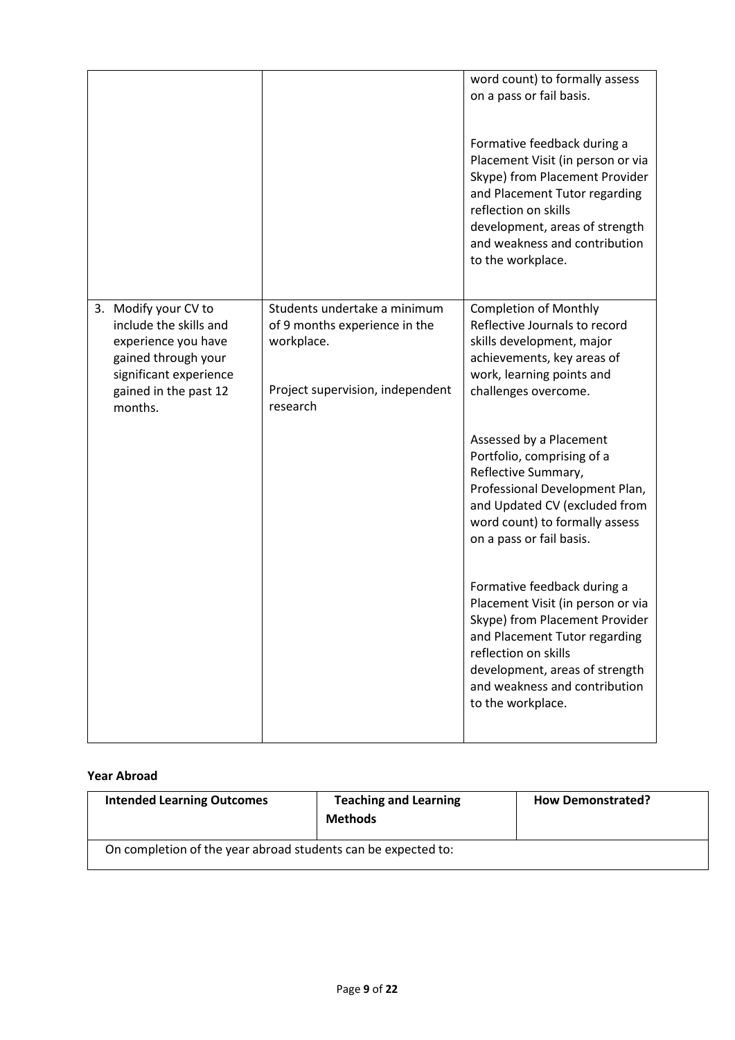| | | |
|---|---|---|
| | | word count) to formally assess on a pass or fail basis.<br><br>Formative feedback during a Placement Visit (in person or via Skype) from Placement Provider and Placement Tutor regarding reflection on skills development, areas of strength and weakness and contribution to the workplace. |
| 3. Modify your CV to include the skills and experience you have gained through your significant experience gained in the past 12 months. | Students undertake a minimum of 9 months experience in the workplace.<br><br>Project supervision, independent research | Completion of Monthly Reflective Journals to record skills development, major achievements, key areas of work, learning points and challenges overcome.<br><br>Assessed by a Placement Portfolio, comprising of a Reflective Summary, Professional Development Plan, and Updated CV (excluded from word count) to formally assess on a pass or fail basis.<br><br>Formative feedback during a Placement Visit (in person or via Skype) from Placement Provider and Placement Tutor regarding reflection on skills development, areas of strength and weakness and contribution to the workplace. |

**Year Abroad**

| Intended Learning Outcomes | Teaching and Learning Methods | How Demonstrated? |
|---|---|---|
| On completion of the year abroad students can be expected to: | | |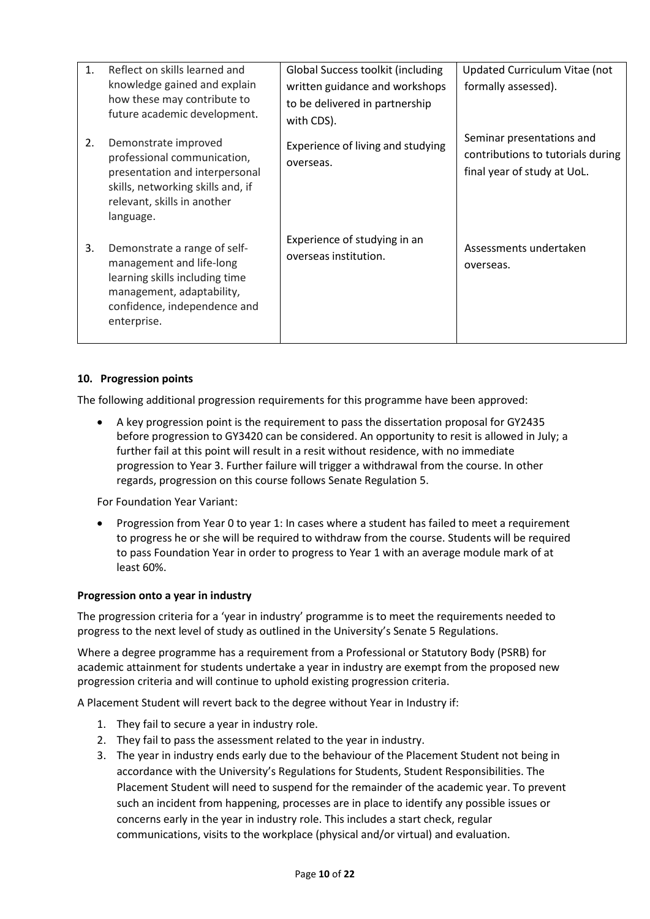| | | |
|---|---|---|
| 1. Reflect on skills learned and knowledge gained and explain how these may contribute to future academic development. | Global Success toolkit (including written guidance and workshops to be delivered in partnership with CDS). | Updated Curriculum Vitae (not formally assessed). |
| 2. Demonstrate improved professional communication, presentation and interpersonal skills, networking skills and, if relevant, skills in another language. | Experience of living and studying overseas. | Seminar presentations and contributions to tutorials during final year of study at UoL. |
| 3. Demonstrate a range of self-management and life-long learning skills including time management, adaptability, confidence, independence and enterprise. | Experience of studying in an overseas institution. | Assessments undertaken overseas. |

## 10. Progression points

The following additional progression requirements for this programme have been approved:

- A key progression point is the requirement to pass the dissertation proposal for GY2435 before progression to GY3420 can be considered. An opportunity to resit is allowed in July; a further fail at this point will result in a resit without residence, with no immediate progression to Year 3. Further failure will trigger a withdrawal from the course. In other regards, progression on this course follows Senate Regulation 5.

For Foundation Year Variant:

- Progression from Year 0 to year 1: In cases where a student has failed to meet a requirement to progress he or she will be required to withdraw from the course. Students will be required to pass Foundation Year in order to progress to Year 1 with an average module mark of at least 60%.

### Progression onto a year in industry

The progression criteria for a 'year in industry' programme is to meet the requirements needed to progress to the next level of study as outlined in the University's Senate 5 Regulations.

Where a degree programme has a requirement from a Professional or Statutory Body (PSRB) for academic attainment for students undertake a year in industry are exempt from the proposed new progression criteria and will continue to uphold existing progression criteria.

A Placement Student will revert back to the degree without Year in Industry if:

1. They fail to secure a year in industry role.
2. They fail to pass the assessment related to the year in industry.
3. The year in industry ends early due to the behaviour of the Placement Student not being in accordance with the University's Regulations for Students, Student Responsibilities. The Placement Student will need to suspend for the remainder of the academic year. To prevent such an incident from happening, processes are in place to identify any possible issues or concerns early in the year in industry role. This includes a start check, regular communications, visits to the workplace (physical and/or virtual) and evaluation.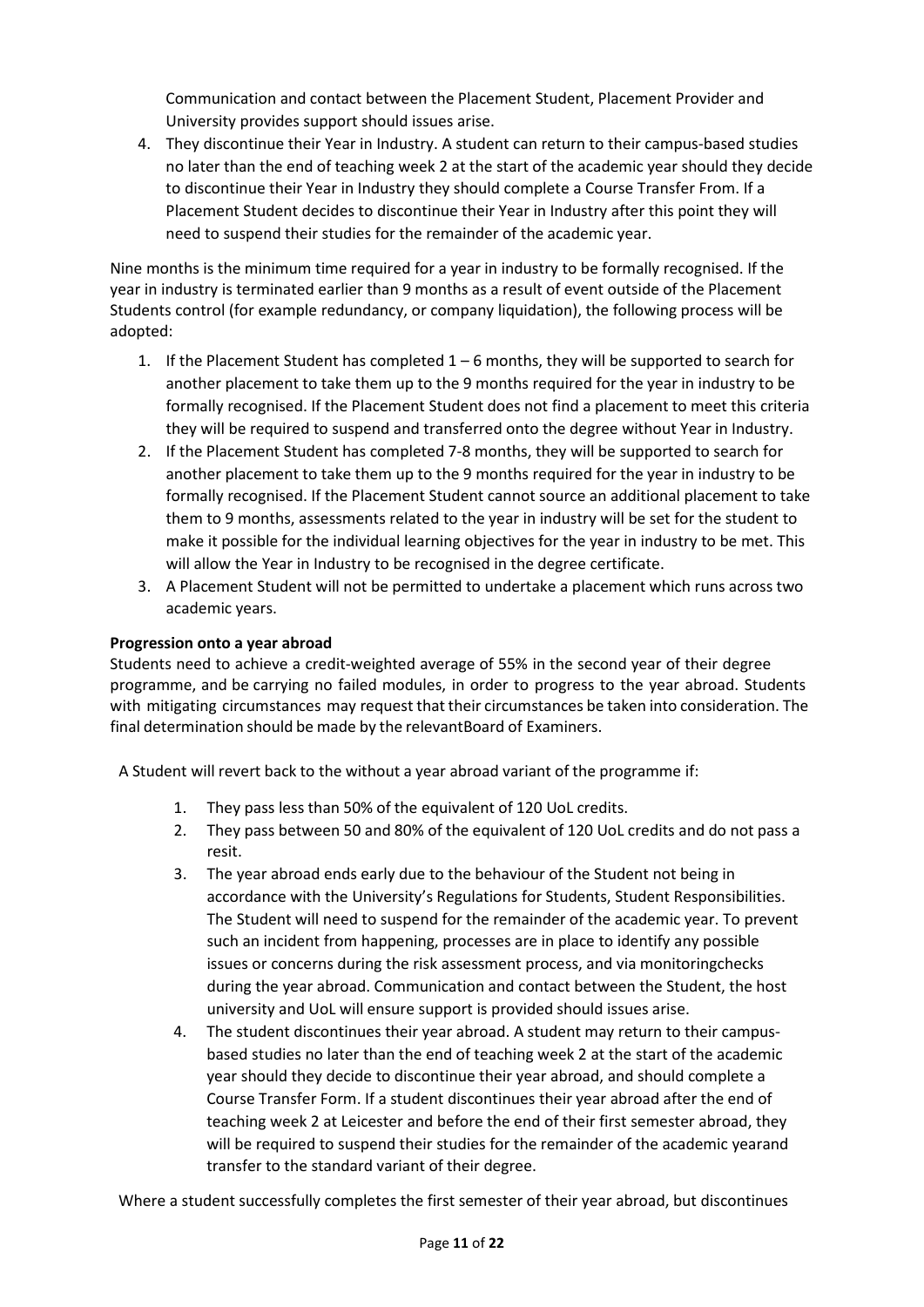Communication and contact between the Placement Student, Placement Provider and University provides support should issues arise.

4. They discontinue their Year in Industry. A student can return to their campus-based studies no later than the end of teaching week 2 at the start of the academic year should they decide to discontinue their Year in Industry they should complete a Course Transfer From. If a Placement Student decides to discontinue their Year in Industry after this point they will need to suspend their studies for the remainder of the academic year.

Nine months is the minimum time required for a year in industry to be formally recognised. If the year in industry is terminated earlier than 9 months as a result of event outside of the Placement Students control (for example redundancy, or company liquidation), the following process will be adopted:

1. If the Placement Student has completed 1 – 6 months, they will be supported to search for another placement to take them up to the 9 months required for the year in industry to be formally recognised. If the Placement Student does not find a placement to meet this criteria they will be required to suspend and transferred onto the degree without Year in Industry.
2. If the Placement Student has completed 7-8 months, they will be supported to search for another placement to take them up to the 9 months required for the year in industry to be formally recognised. If the Placement Student cannot source an additional placement to take them to 9 months, assessments related to the year in industry will be set for the student to make it possible for the individual learning objectives for the year in industry to be met. This will allow the Year in Industry to be recognised in the degree certificate.
3. A Placement Student will not be permitted to undertake a placement which runs across two academic years.

**Progression onto a year abroad**

Students need to achieve a credit-weighted average of 55% in the second year of their degree programme, and be carrying no failed modules, in order to progress to the year abroad. Students with mitigating circumstances may request that their circumstances be taken into consideration. The final determination should be made by the relevantBoard of Examiners.

A Student will revert back to the without a year abroad variant of the programme if:

1. They pass less than 50% of the equivalent of 120 UoL credits.
2. They pass between 50 and 80% of the equivalent of 120 UoL credits and do not pass a resit.
3. The year abroad ends early due to the behaviour of the Student not being in accordance with the University's Regulations for Students, Student Responsibilities. The Student will need to suspend for the remainder of the academic year. To prevent such an incident from happening, processes are in place to identify any possible issues or concerns during the risk assessment process, and via monitoringchecks during the year abroad. Communication and contact between the Student, the host university and UoL will ensure support is provided should issues arise.
4. The student discontinues their year abroad. A student may return to their campus-based studies no later than the end of teaching week 2 at the start of the academic year should they decide to discontinue their year abroad, and should complete a Course Transfer Form. If a student discontinues their year abroad after the end of teaching week 2 at Leicester and before the end of their first semester abroad, they will be required to suspend their studies for the remainder of the academic yearand transfer to the standard variant of their degree.

Where a student successfully completes the first semester of their year abroad, but discontinues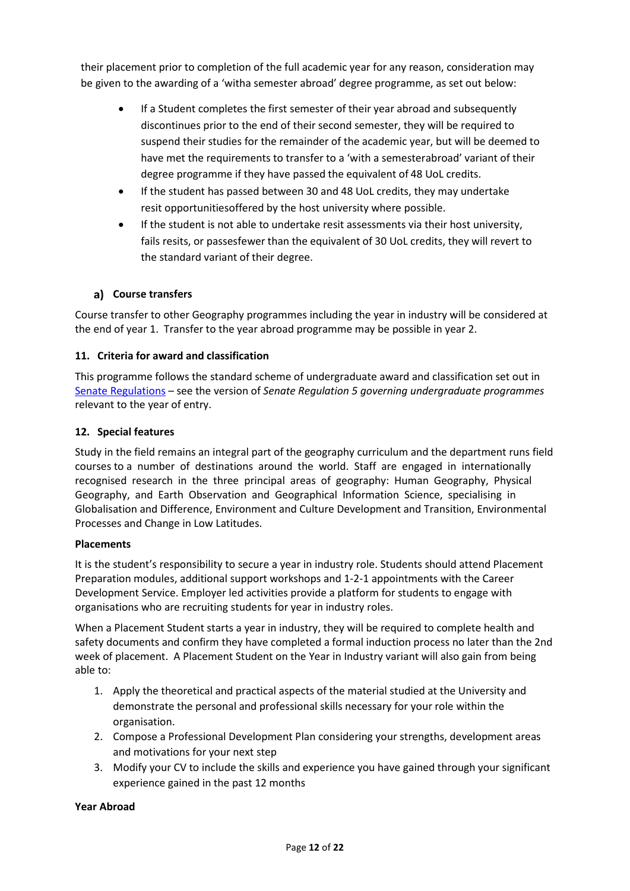their placement prior to completion of the full academic year for any reason, consideration may be given to the awarding of a 'witha semester abroad' degree programme, as set out below:

- If a Student completes the first semester of their year abroad and subsequently discontinues prior to the end of their second semester, they will be required to suspend their studies for the remainder of the academic year, but will be deemed to have met the requirements to transfer to a 'with a semesterabroad' variant of their degree programme if they have passed the equivalent of 48 UoL credits.
- If the student has passed between 30 and 48 UoL credits, they may undertake resit opportunitiesoffered by the host university where possible.
- If the student is not able to undertake resit assessments via their host university, fails resits, or passesfewer than the equivalent of 30 UoL credits, they will revert to the standard variant of their degree.

### a) Course transfers

Course transfer to other Geography programmes including the year in industry will be considered at the end of year 1. Transfer to the year abroad programme may be possible in year 2.

## 11. Criteria for award and classification

This programme follows the standard scheme of undergraduate award and classification set out in Senate Regulations – see the version of *Senate Regulation 5 governing undergraduate programmes* relevant to the year of entry.

## 12. Special features

Study in the field remains an integral part of the geography curriculum and the department runs field courses to a number of destinations around the world. Staff are engaged in internationally recognised research in the three principal areas of geography: Human Geography, Physical Geography, and Earth Observation and Geographical Information Science, specialising in Globalisation and Difference, Environment and Culture Development and Transition, Environmental Processes and Change in Low Latitudes.

**Placements**

It is the student's responsibility to secure a year in industry role. Students should attend Placement Preparation modules, additional support workshops and 1-2-1 appointments with the Career Development Service. Employer led activities provide a platform for students to engage with organisations who are recruiting students for year in industry roles.

When a Placement Student starts a year in industry, they will be required to complete health and safety documents and confirm they have completed a formal induction process no later than the 2nd week of placement. A Placement Student on the Year in Industry variant will also gain from being able to:

1. Apply the theoretical and practical aspects of the material studied at the University and demonstrate the personal and professional skills necessary for your role within the organisation.
2. Compose a Professional Development Plan considering your strengths, development areas and motivations for your next step
3. Modify your CV to include the skills and experience you have gained through your significant experience gained in the past 12 months

**Year Abroad**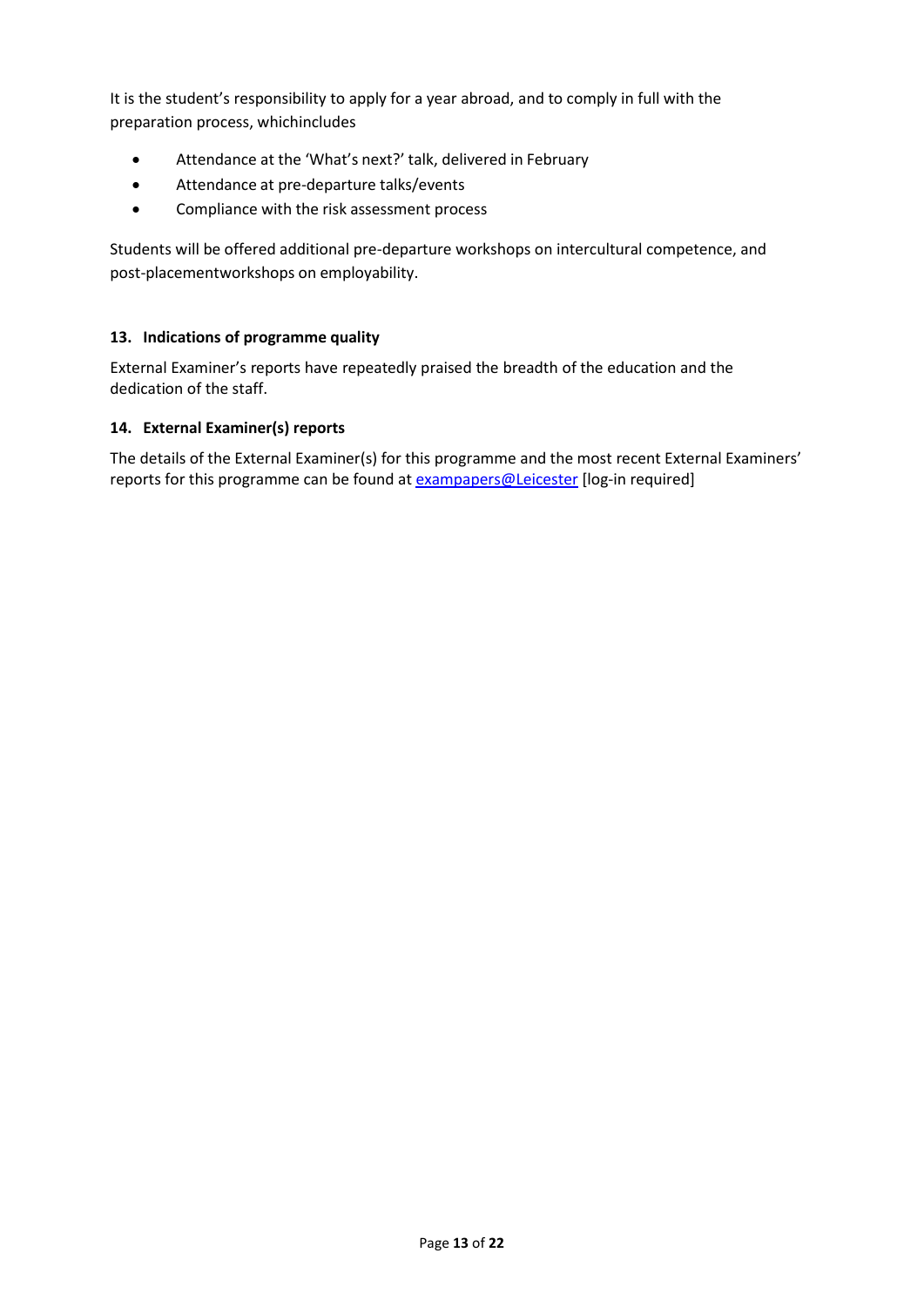It is the student's responsibility to apply for a year abroad, and to comply in full with the preparation process, whichincludes

- Attendance at the 'What's next?' talk, delivered in February
- Attendance at pre-departure talks/events
- Compliance with the risk assessment process

Students will be offered additional pre-departure workshops on intercultural competence, and post-placementworkshops on employability.

### 13. Indications of programme quality

External Examiner's reports have repeatedly praised the breadth of the education and the dedication of the staff.

### 14. External Examiner(s) reports

The details of the External Examiner(s) for this programme and the most recent External Examiners' reports for this programme can be found at [exampapers@Leicester] [log-in required]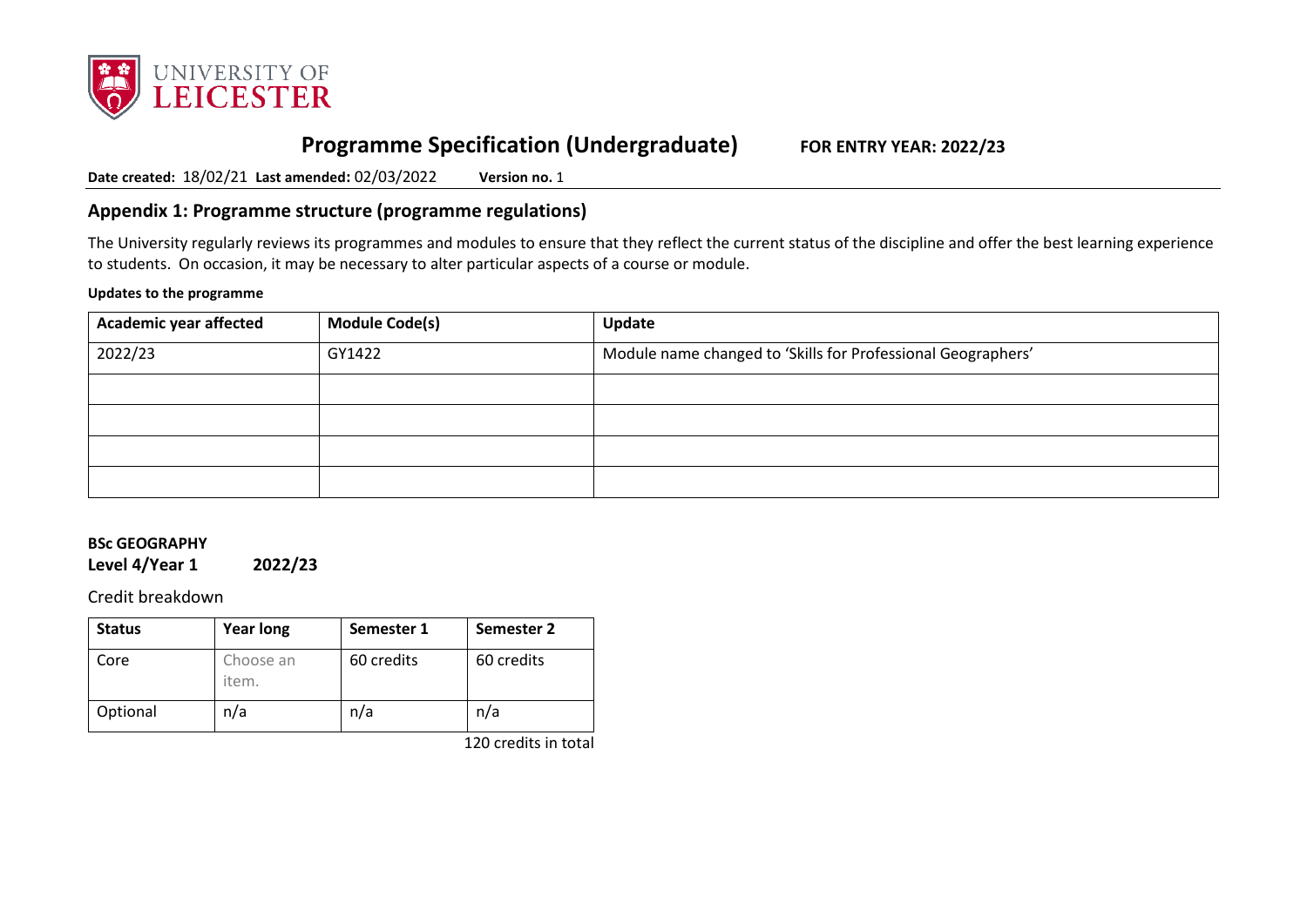# Programme Specification (Undergraduate) FOR ENTRY YEAR: 2022/23

**Date created:** 18/02/21 **Last amended:** 02/03/2022 **Version no.** 1

## Appendix 1: Programme structure (programme regulations)

The University regularly reviews its programmes and modules to ensure that they reflect the current status of the discipline and offer the best learning experience to students. On occasion, it may be necessary to alter particular aspects of a course or module.

**Updates to the programme**

| Academic year affected | Module Code(s) | Update |
|---|---|---|
| 2022/23 | GY1422 | Module name changed to 'Skills for Professional Geographers' |
| | | |
| | | |
| | | |
| | | |

**BSc GEOGRAPHY**
**Level 4/Year 1 2022/23**

Credit breakdown

| Status | Year long | Semester 1 | Semester 2 |
|---|---|---|---|
| Core | Choose an item. | 60 credits | 60 credits |
| Optional | n/a | n/a | n/a |

120 credits in total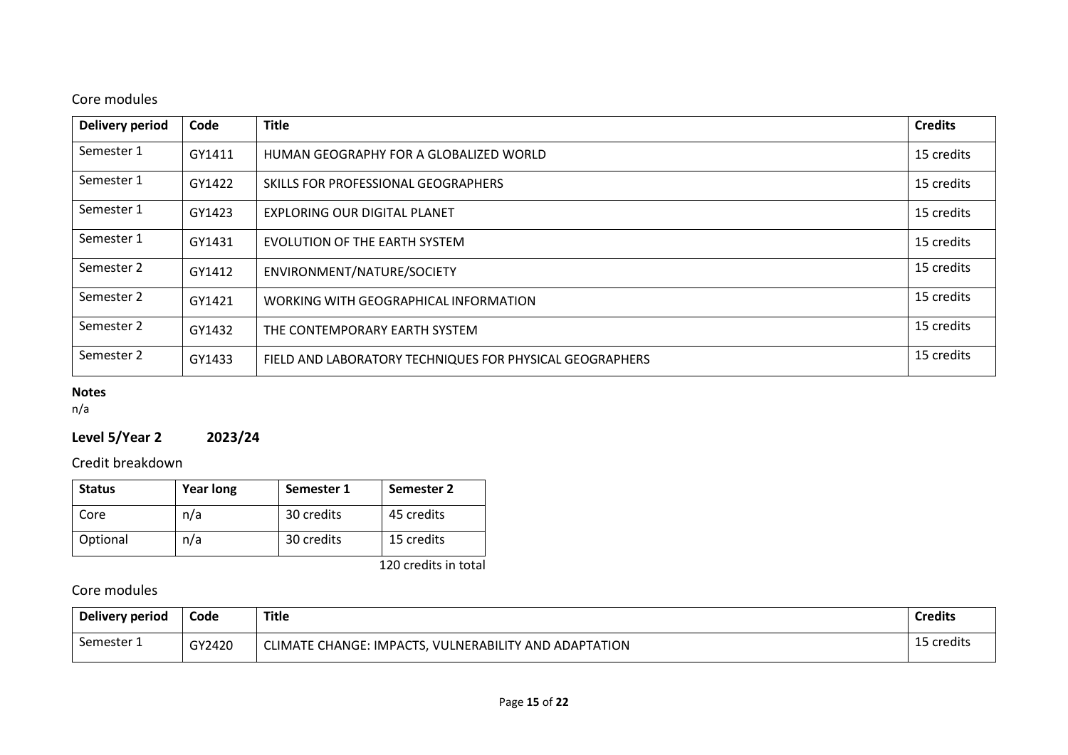### Core modules

| Delivery period | Code | Title | Credits |
|---|---|---|---|
| Semester 1 | GY1411 | HUMAN GEOGRAPHY FOR A GLOBALIZED WORLD | 15 credits |
| Semester 1 | GY1422 | SKILLS FOR PROFESSIONAL GEOGRAPHERS | 15 credits |
| Semester 1 | GY1423 | EXPLORING OUR DIGITAL PLANET | 15 credits |
| Semester 1 | GY1431 | EVOLUTION OF THE EARTH SYSTEM | 15 credits |
| Semester 2 | GY1412 | ENVIRONMENT/NATURE/SOCIETY | 15 credits |
| Semester 2 | GY1421 | WORKING WITH GEOGRAPHICAL INFORMATION | 15 credits |
| Semester 2 | GY1432 | THE CONTEMPORARY EARTH SYSTEM | 15 credits |
| Semester 2 | GY1433 | FIELD AND LABORATORY TECHNIQUES FOR PHYSICAL GEOGRAPHERS | 15 credits |

**Notes**
n/a

## Level 5/Year 2 2023/24

### Credit breakdown

| Status | Year long | Semester 1 | Semester 2 |
|---|---|---|---|
| Core | n/a | 30 credits | 45 credits |
| Optional | n/a | 30 credits | 15 credits |

120 credits in total

### Core modules

| Delivery period | Code | Title | Credits |
|---|---|---|---|
| Semester 1 | GY2420 | CLIMATE CHANGE: IMPACTS, VULNERABILITY AND ADAPTATION | 15 credits |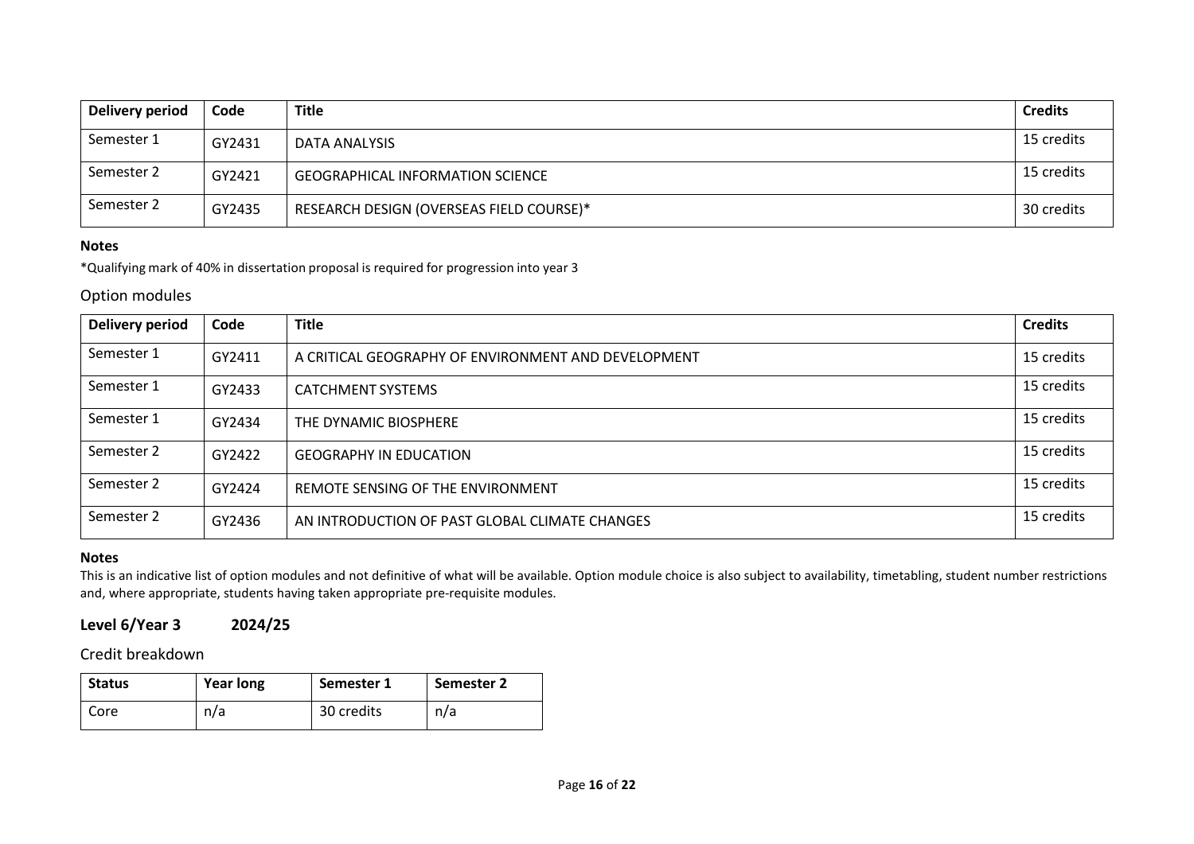| Delivery period | Code | Title | Credits |
|---|---|---|---|
| Semester 1 | GY2431 | DATA ANALYSIS | 15 credits |
| Semester 2 | GY2421 | GEOGRAPHICAL INFORMATION SCIENCE | 15 credits |
| Semester 2 | GY2435 | RESEARCH DESIGN (OVERSEAS FIELD COURSE)* | 30 credits |

**Notes**

*Qualifying mark of 40% in dissertation proposal is required for progression into year 3

### Option modules

| Delivery period | Code | Title | Credits |
|---|---|---|---|
| Semester 1 | GY2411 | A CRITICAL GEOGRAPHY OF ENVIRONMENT AND DEVELOPMENT | 15 credits |
| Semester 1 | GY2433 | CATCHMENT SYSTEMS | 15 credits |
| Semester 1 | GY2434 | THE DYNAMIC BIOSPHERE | 15 credits |
| Semester 2 | GY2422 | GEOGRAPHY IN EDUCATION | 15 credits |
| Semester 2 | GY2424 | REMOTE SENSING OF THE ENVIRONMENT | 15 credits |
| Semester 2 | GY2436 | AN INTRODUCTION OF PAST GLOBAL CLIMATE CHANGES | 15 credits |

**Notes**

This is an indicative list of option modules and not definitive of what will be available. Option module choice is also subject to availability, timetabling, student number restrictions and, where appropriate, students having taken appropriate pre-requisite modules.

## Level 6/Year 3 2024/25

### Credit breakdown

| Status | Year long | Semester 1 | Semester 2 |
|---|---|---|---|
| Core | n/a | 30 credits | n/a |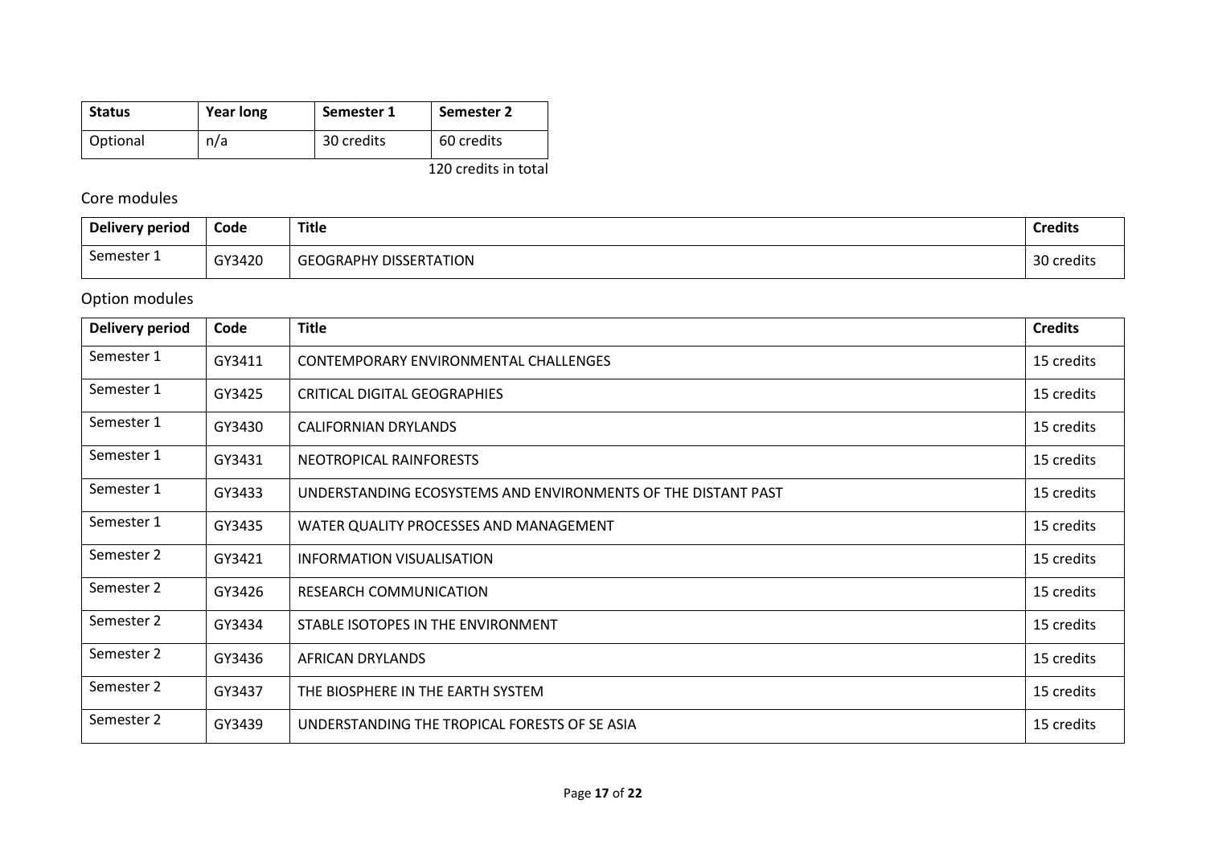| Status | Year long | Semester 1 | Semester 2 |
|---|---|---|---|
| Optional | n/a | 30 credits | 60 credits |

120 credits in total

## Core modules

| Delivery period | Code | Title | Credits |
|---|---|---|---|
| Semester 1 | GY3420 | GEOGRAPHY DISSERTATION | 30 credits |

## Option modules

| Delivery period | Code | Title | Credits |
|---|---|---|---|
| Semester 1 | GY3411 | CONTEMPORARY ENVIRONMENTAL CHALLENGES | 15 credits |
| Semester 1 | GY3425 | CRITICAL DIGITAL GEOGRAPHIES | 15 credits |
| Semester 1 | GY3430 | CALIFORNIAN DRYLANDS | 15 credits |
| Semester 1 | GY3431 | NEOTROPICAL RAINFORESTS | 15 credits |
| Semester 1 | GY3433 | UNDERSTANDING ECOSYSTEMS AND ENVIRONMENTS OF THE DISTANT PAST | 15 credits |
| Semester 1 | GY3435 | WATER QUALITY PROCESSES AND MANAGEMENT | 15 credits |
| Semester 2 | GY3421 | INFORMATION VISUALISATION | 15 credits |
| Semester 2 | GY3426 | RESEARCH COMMUNICATION | 15 credits |
| Semester 2 | GY3434 | STABLE ISOTOPES IN THE ENVIRONMENT | 15 credits |
| Semester 2 | GY3436 | AFRICAN DRYLANDS | 15 credits |
| Semester 2 | GY3437 | THE BIOSPHERE IN THE EARTH SYSTEM | 15 credits |
| Semester 2 | GY3439 | UNDERSTANDING THE TROPICAL FORESTS OF SE ASIA | 15 credits |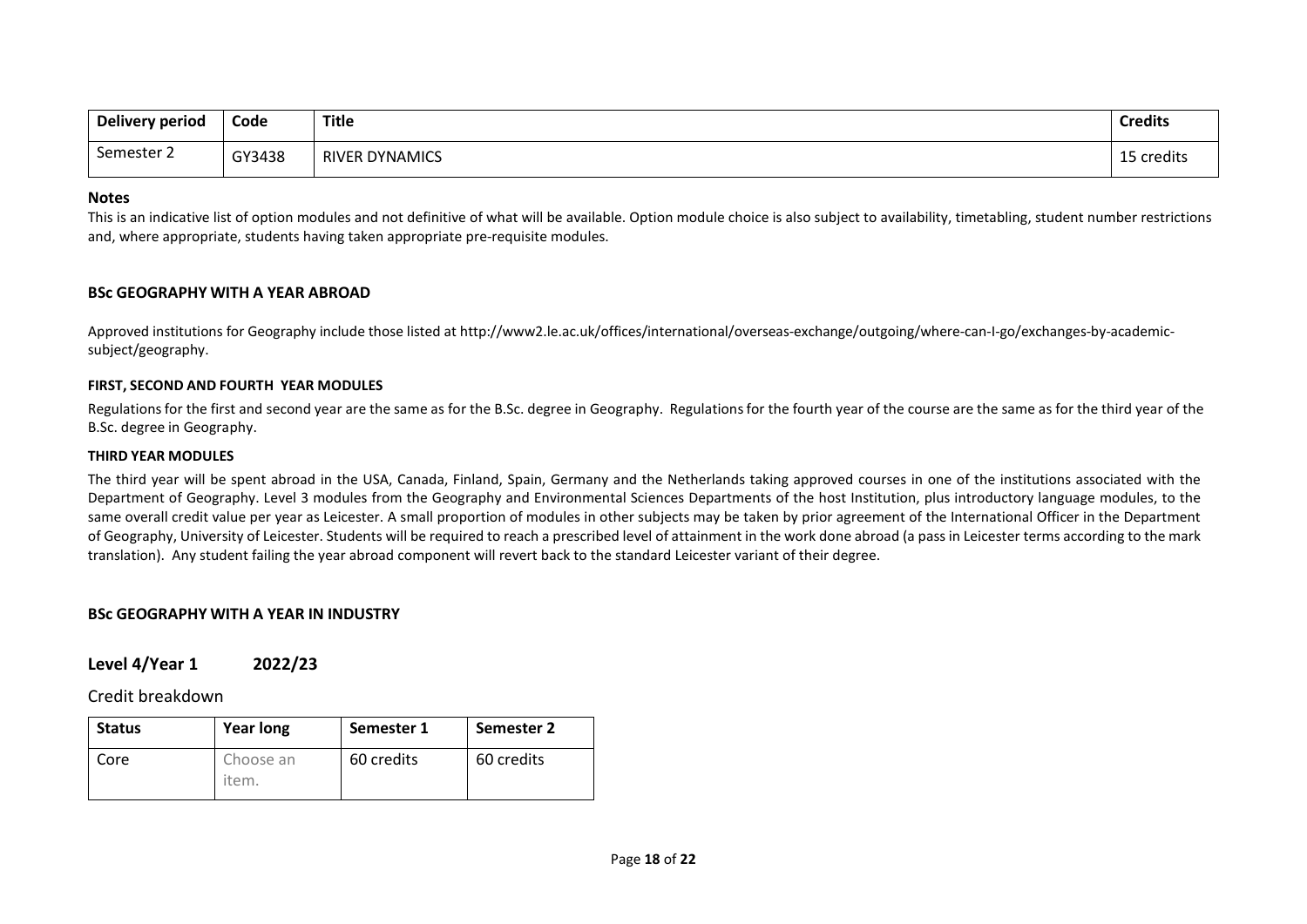| Delivery period | Code | Title | Credits |
|---|---|---|---|
| Semester 2 | GY3438 | RIVER DYNAMICS | 15 credits |

**Notes**

This is an indicative list of option modules and not definitive of what will be available. Option module choice is also subject to availability, timetabling, student number restrictions and, where appropriate, students having taken appropriate pre-requisite modules.

### BSc GEOGRAPHY WITH A YEAR ABROAD

Approved institutions for Geography include those listed at http://www2.le.ac.uk/offices/international/overseas-exchange/outgoing/where-can-I-go/exchanges-by-academic-subject/geography.

#### FIRST, SECOND AND FOURTH YEAR MODULES

Regulations for the first and second year are the same as for the B.Sc. degree in Geography. Regulations for the fourth year of the course are the same as for the third year of the B.Sc. degree in Geography.

#### THIRD YEAR MODULES

The third year will be spent abroad in the USA, Canada, Finland, Spain, Germany and the Netherlands taking approved courses in one of the institutions associated with the Department of Geography. Level 3 modules from the Geography and Environmental Sciences Departments of the host Institution, plus introductory language modules, to the same overall credit value per year as Leicester. A small proportion of modules in other subjects may be taken by prior agreement of the International Officer in the Department of Geography, University of Leicester. Students will be required to reach a prescribed level of attainment in the work done abroad (a pass in Leicester terms according to the mark translation). Any student failing the year abroad component will revert back to the standard Leicester variant of their degree.

### BSc GEOGRAPHY WITH A YEAR IN INDUSTRY

## Level 4/Year 1 2022/23

Credit breakdown

| Status | Year long | Semester 1 | Semester 2 |
|---|---|---|---|
| Core | Choose an item. | 60 credits | 60 credits |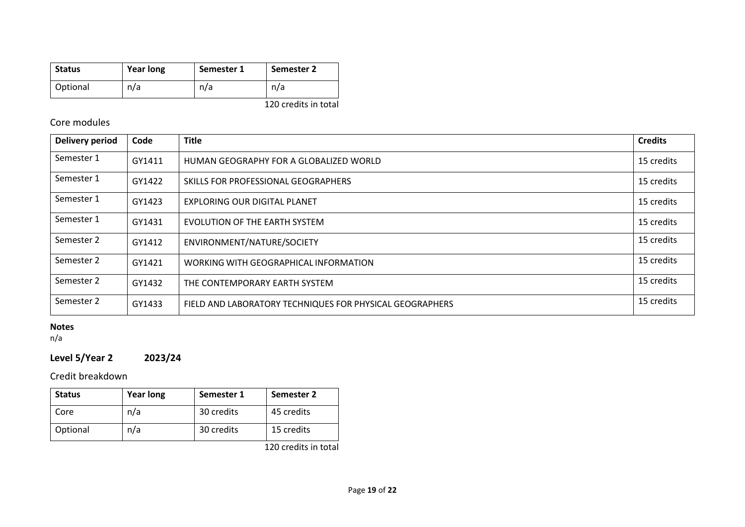| Status | Year long | Semester 1 | Semester 2 |
|---|---|---|---|
| Optional | n/a | n/a | n/a |

120 credits in total

Core modules

| Delivery period | Code | Title | Credits |
|---|---|---|---|
| Semester 1 | GY1411 | HUMAN GEOGRAPHY FOR A GLOBALIZED WORLD | 15 credits |
| Semester 1 | GY1422 | SKILLS FOR PROFESSIONAL GEOGRAPHERS | 15 credits |
| Semester 1 | GY1423 | EXPLORING OUR DIGITAL PLANET | 15 credits |
| Semester 1 | GY1431 | EVOLUTION OF THE EARTH SYSTEM | 15 credits |
| Semester 2 | GY1412 | ENVIRONMENT/NATURE/SOCIETY | 15 credits |
| Semester 2 | GY1421 | WORKING WITH GEOGRAPHICAL INFORMATION | 15 credits |
| Semester 2 | GY1432 | THE CONTEMPORARY EARTH SYSTEM | 15 credits |
| Semester 2 | GY1433 | FIELD AND LABORATORY TECHNIQUES FOR PHYSICAL GEOGRAPHERS | 15 credits |

**Notes**

n/a

## Level 5/Year 2 2023/24

Credit breakdown

| Status | Year long | Semester 1 | Semester 2 |
|---|---|---|---|
| Core | n/a | 30 credits | 45 credits |
| Optional | n/a | 30 credits | 15 credits |

120 credits in total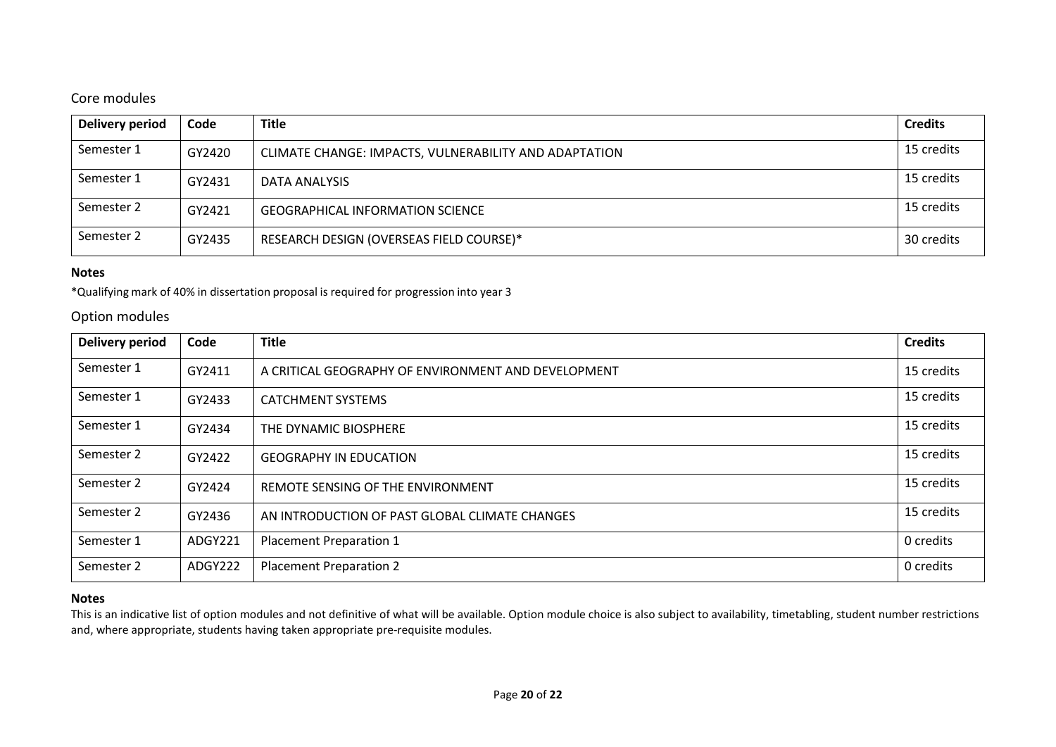## Core modules

| Delivery period | Code | Title | Credits |
|---|---|---|---|
| Semester 1 | GY2420 | CLIMATE CHANGE: IMPACTS, VULNERABILITY AND ADAPTATION | 15 credits |
| Semester 1 | GY2431 | DATA ANALYSIS | 15 credits |
| Semester 2 | GY2421 | GEOGRAPHICAL INFORMATION SCIENCE | 15 credits |
| Semester 2 | GY2435 | RESEARCH DESIGN (OVERSEAS FIELD COURSE)* | 30 credits |

**Notes**

*Qualifying mark of 40% in dissertation proposal is required for progression into year 3

## Option modules

| Delivery period | Code | Title | Credits |
|---|---|---|---|
| Semester 1 | GY2411 | A CRITICAL GEOGRAPHY OF ENVIRONMENT AND DEVELOPMENT | 15 credits |
| Semester 1 | GY2433 | CATCHMENT SYSTEMS | 15 credits |
| Semester 1 | GY2434 | THE DYNAMIC BIOSPHERE | 15 credits |
| Semester 2 | GY2422 | GEOGRAPHY IN EDUCATION | 15 credits |
| Semester 2 | GY2424 | REMOTE SENSING OF THE ENVIRONMENT | 15 credits |
| Semester 2 | GY2436 | AN INTRODUCTION OF PAST GLOBAL CLIMATE CHANGES | 15 credits |
| Semester 1 | ADGY221 | Placement Preparation 1 | 0 credits |
| Semester 2 | ADGY222 | Placement Preparation 2 | 0 credits |

**Notes**

This is an indicative list of option modules and not definitive of what will be available. Option module choice is also subject to availability, timetabling, student number restrictions and, where appropriate, students having taken appropriate pre-requisite modules.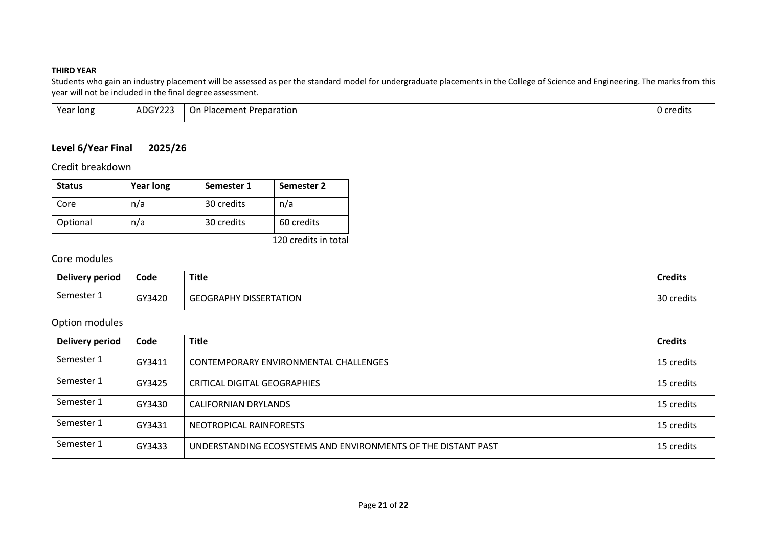**THIRD YEAR**

Students who gain an industry placement will be assessed as per the standard model for undergraduate placements in the College of Science and Engineering. The marks from this year will not be included in the final degree assessment.

| Year long | ADGY223 | On Placement Preparation | 0 credits |
|---|---|---|---|

## Level 6/Year Final 2025/26

### Credit breakdown

| Status | Year long | Semester 1 | Semester 2 |
|---|---|---|---|
| Core | n/a | 30 credits | n/a |
| Optional | n/a | 30 credits | 60 credits |

120 credits in total

### Core modules

| Delivery period | Code | Title | Credits |
|---|---|---|---|
| Semester 1 | GY3420 | GEOGRAPHY DISSERTATION | 30 credits |

### Option modules

| Delivery period | Code | Title | Credits |
|---|---|---|---|
| Semester 1 | GY3411 | CONTEMPORARY ENVIRONMENTAL CHALLENGES | 15 credits |
| Semester 1 | GY3425 | CRITICAL DIGITAL GEOGRAPHIES | 15 credits |
| Semester 1 | GY3430 | CALIFORNIAN DRYLANDS | 15 credits |
| Semester 1 | GY3431 | NEOTROPICAL RAINFORESTS | 15 credits |
| Semester 1 | GY3433 | UNDERSTANDING ECOSYSTEMS AND ENVIRONMENTS OF THE DISTANT PAST | 15 credits |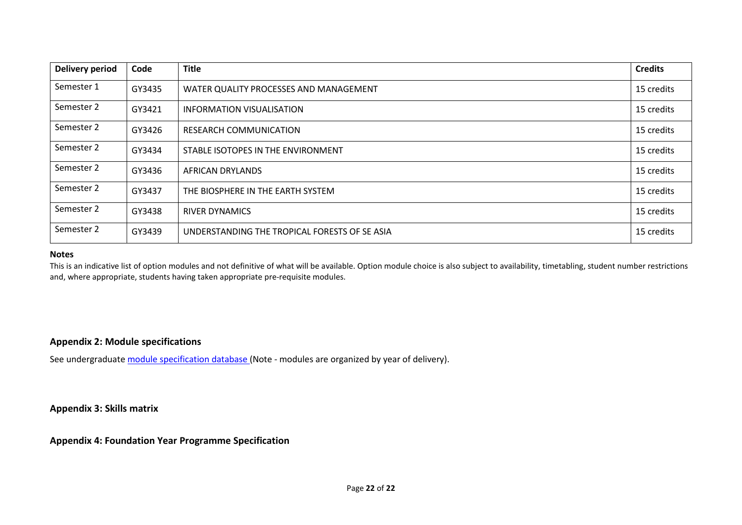| Delivery period | Code | Title | Credits |
|---|---|---|---|
| Semester 1 | GY3435 | WATER QUALITY PROCESSES AND MANAGEMENT | 15 credits |
| Semester 2 | GY3421 | INFORMATION VISUALISATION | 15 credits |
| Semester 2 | GY3426 | RESEARCH COMMUNICATION | 15 credits |
| Semester 2 | GY3434 | STABLE ISOTOPES IN THE ENVIRONMENT | 15 credits |
| Semester 2 | GY3436 | AFRICAN DRYLANDS | 15 credits |
| Semester 2 | GY3437 | THE BIOSPHERE IN THE EARTH SYSTEM | 15 credits |
| Semester 2 | GY3438 | RIVER DYNAMICS | 15 credits |
| Semester 2 | GY3439 | UNDERSTANDING THE TROPICAL FORESTS OF SE ASIA | 15 credits |

**Notes**

This is an indicative list of option modules and not definitive of what will be available. Option module choice is also subject to availability, timetabling, student number restrictions and, where appropriate, students having taken appropriate pre-requisite modules.

### Appendix 2: Module specifications

See undergraduate module specification database (Note - modules are organized by year of delivery).

### Appendix 3: Skills matrix

### Appendix 4: Foundation Year Programme Specification